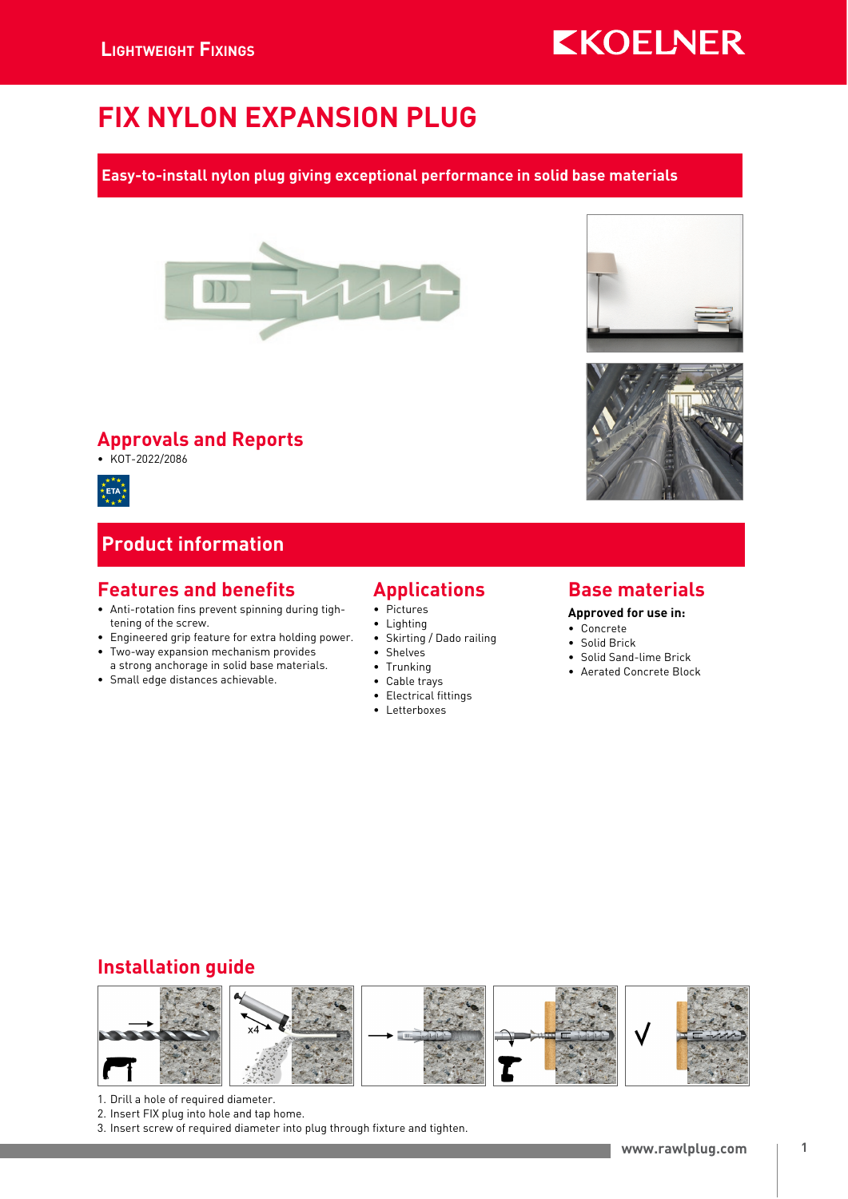# FIX NYLON EXPANSION PLUG

**Easy-to-install nylon plug giving exceptional performance in solid base materials**

## Approvals and Reports

- KOT-2022/2086

## Product information

### Features and benefits

- Anti-rotation fins prevent spinning during tightening of the screw.
- Engineered grip feature for extra holding power.
- Two-way expansion mechanism provides a strong anchorage in solid base materials.
- Small edge distances achievable.

### Applications

- Pictures
- Lighting
- Skirting / Dado railing
- Shelves
- Trunking
- Cable trays
- Electrical fittings
- Letterboxes

### Base materials

**Approved for use in:**

- Concrete
- Solid Brick
- Solid Sand-lime Brick
- Aerated Concrete Block

## Installation guide

1. Drill a hole of required diameter.
2. Insert FIX plug into hole and tap home.
3. Insert screw of required diameter into plug through fixture and tighten.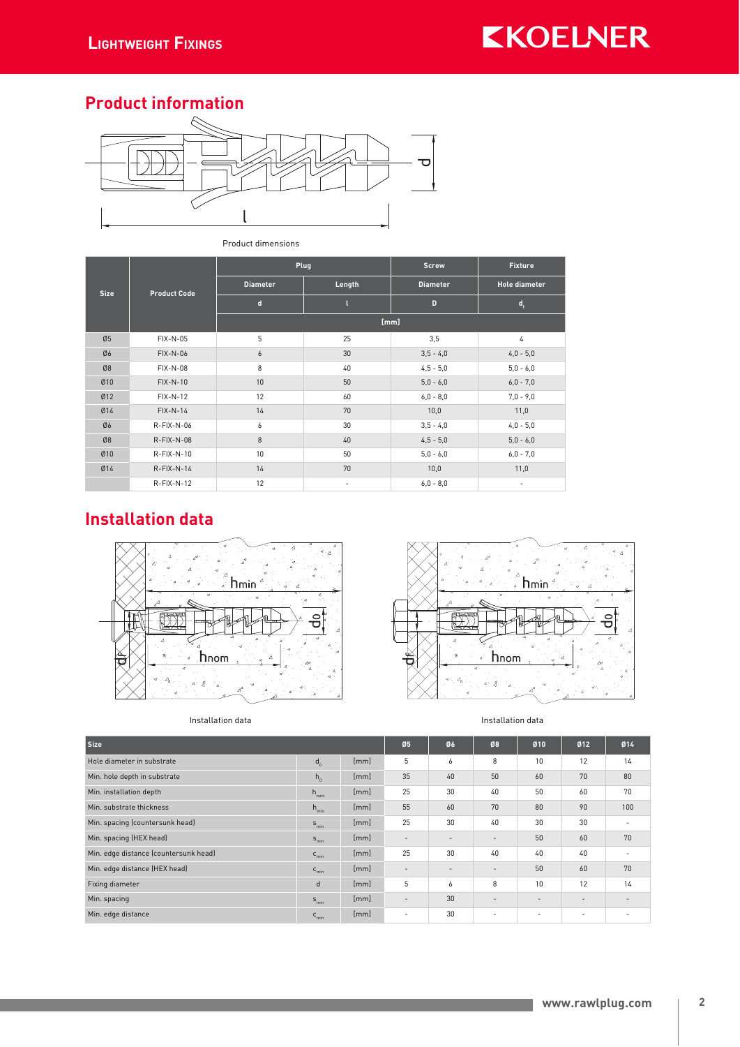## Product information

Product dimensions

| Size | Product Code | Plug | | Screw | Fixture |
|---|---|---|---|---|---|
| | | Diameter | Length | Diameter | Hole diameter |
| | | d | l | D | $d_f$ |
| | | [mm] | | | |
| Ø5 | FIX-N-05 | 5 | 25 | 3,5 | 4 |
| Ø6 | FIX-N-06 | 6 | 30 | 3,5 - 4,0 | 4,0 - 5,0 |
| Ø8 | FIX-N-08 | 8 | 40 | 4,5 - 5,0 | 5,0 - 6,0 |
| Ø10 | FIX-N-10 | 10 | 50 | 5,0 - 6,0 | 6,0 - 7,0 |
| Ø12 | FIX-N-12 | 12 | 60 | 6,0 - 8,0 | 7,0 - 9,0 |
| Ø14 | FIX-N-14 | 14 | 70 | 10,0 | 11,0 |
| Ø6 | R-FIX-N-06 | 6 | 30 | 3,5 - 4,0 | 4,0 - 5,0 |
| Ø8 | R-FIX-N-08 | 8 | 40 | 4,5 - 5,0 | 5,0 - 6,0 |
| Ø10 | R-FIX-N-10 | 10 | 50 | 5,0 - 6,0 | 6,0 - 7,0 |
| Ø14 | R-FIX-N-14 | 14 | 70 | 10,0 | 11,0 |
| | R-FIX-N-12 | 12 | - | 6,0 - 8,0 | - |

## Installation data

Installation data

Installation data

| Size | | | Ø5 | Ø6 | Ø8 | Ø10 | Ø12 | Ø14 |
|---|---|---|---|---|---|---|---|---|
| Hole diameter in substrate | $d_0$ | [mm] | 5 | 6 | 8 | 10 | 12 | 14 |
| Min. hole depth in substrate | $h_0$ | [mm] | 35 | 40 | 50 | 60 | 70 | 80 |
| Min. installation depth | $h_{nom}$ | [mm] | 25 | 30 | 40 | 50 | 60 | 70 |
| Min. substrate thickness | $h_{min}$ | [mm] | 55 | 60 | 70 | 80 | 90 | 100 |
| Min. spacing (countersunk head) | $s_{min}$ | [mm] | 25 | 30 | 40 | 30 | 30 | - |
| Min. spacing (HEX head) | $s_{min}$ | [mm] | - | - | - | 50 | 60 | 70 |
| Min. edge distance (countersunk head) | $c_{min}$ | [mm] | 25 | 30 | 40 | 40 | 40 | - |
| Min. edge distance (HEX head) | $c_{min}$ | [mm] | - | - | - | 50 | 60 | 70 |
| Fixing diameter | d | [mm] | 5 | 6 | 8 | 10 | 12 | 14 |
| Min. spacing | $s_{min}$ | [mm] | - | 30 | - | - | - | - |
| Min. edge distance | $c_{min}$ | [mm] | - | 30 | - | - | - | - |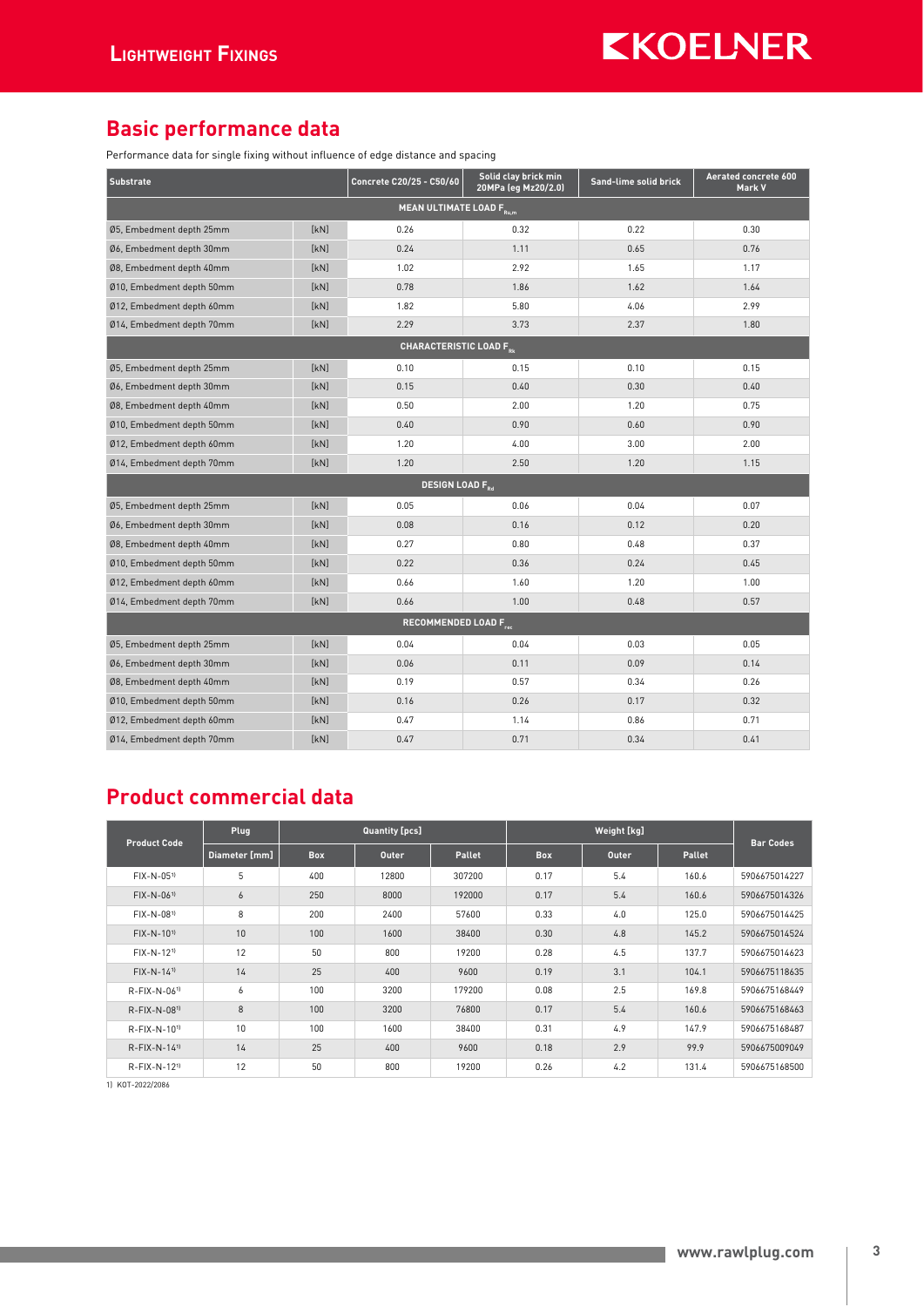## Basic performance data

Performance data for single fixing without influence of edge distance and spacing

| Substrate | | Concrete C20/25 - C50/60 | Solid clay brick min 20MPa (eg Mz20/2.0) | Sand-lime solid brick | Aerated concrete 600 Mark V |
|---|---|---|---|---|---|
| **MEAN ULTIMATE LOAD $F_{Ru,m}$** | | | | | |
| Ø5, Embedment depth 25mm | [kN] | 0.26 | 0.32 | 0.22 | 0.30 |
| Ø6, Embedment depth 30mm | [kN] | 0.24 | 1.11 | 0.65 | 0.76 |
| Ø8, Embedment depth 40mm | [kN] | 1.02 | 2.92 | 1.65 | 1.17 |
| Ø10, Embedment depth 50mm | [kN] | 0.78 | 1.86 | 1.62 | 1.64 |
| Ø12, Embedment depth 60mm | [kN] | 1.82 | 5.80 | 4.06 | 2.99 |
| Ø14, Embedment depth 70mm | [kN] | 2.29 | 3.73 | 2.37 | 1.80 |
| **CHARACTERISTIC LOAD $F_{Rk}$** | | | | | |
| Ø5, Embedment depth 25mm | [kN] | 0.10 | 0.15 | 0.10 | 0.15 |
| Ø6, Embedment depth 30mm | [kN] | 0.15 | 0.40 | 0.30 | 0.40 |
| Ø8, Embedment depth 40mm | [kN] | 0.50 | 2.00 | 1.20 | 0.75 |
| Ø10, Embedment depth 50mm | [kN] | 0.40 | 0.90 | 0.60 | 0.90 |
| Ø12, Embedment depth 60mm | [kN] | 1.20 | 4.00 | 3.00 | 2.00 |
| Ø14, Embedment depth 70mm | [kN] | 1.20 | 2.50 | 1.20 | 1.15 |
| **DESIGN LOAD $F_{Rd}$** | | | | | |
| Ø5, Embedment depth 25mm | [kN] | 0.05 | 0.06 | 0.04 | 0.07 |
| Ø6, Embedment depth 30mm | [kN] | 0.08 | 0.16 | 0.12 | 0.20 |
| Ø8, Embedment depth 40mm | [kN] | 0.27 | 0.80 | 0.48 | 0.37 |
| Ø10, Embedment depth 50mm | [kN] | 0.22 | 0.36 | 0.24 | 0.45 |
| Ø12, Embedment depth 60mm | [kN] | 0.66 | 1.60 | 1.20 | 1.00 |
| Ø14, Embedment depth 70mm | [kN] | 0.66 | 1.00 | 0.48 | 0.57 |
| **RECOMMENDED LOAD $F_{rec}$** | | | | | |
| Ø5, Embedment depth 25mm | [kN] | 0.04 | 0.04 | 0.03 | 0.05 |
| Ø6, Embedment depth 30mm | [kN] | 0.06 | 0.11 | 0.09 | 0.14 |
| Ø8, Embedment depth 40mm | [kN] | 0.19 | 0.57 | 0.34 | 0.26 |
| Ø10, Embedment depth 50mm | [kN] | 0.16 | 0.26 | 0.17 | 0.32 |
| Ø12, Embedment depth 60mm | [kN] | 0.47 | 1.14 | 0.86 | 0.71 |
| Ø14, Embedment depth 70mm | [kN] | 0.47 | 0.71 | 0.34 | 0.41 |

## Product commercial data

| Product Code | Plug | Quantity [pcs] | | | Weight [kg] | | | Bar Codes |
|---|---|---|---|---|---|---|---|---|
| | Diameter [mm] | Box | Outer | Pallet | Box | Outer | Pallet | |
| FIX-N-05[1] | 5 | 400 | 12800 | 307200 | 0.17 | 5.4 | 160.6 | 5906675014227 |
| FIX-N-06[1] | 6 | 250 | 8000 | 192000 | 0.17 | 5.4 | 160.6 | 5906675014326 |
| FIX-N-08[1] | 8 | 200 | 2400 | 57600 | 0.33 | 4.0 | 125.0 | 5906675014425 |
| FIX-N-10[1] | 10 | 100 | 1600 | 38400 | 0.30 | 4.8 | 145.2 | 5906675014524 |
| FIX-N-12[1] | 12 | 50 | 800 | 19200 | 0.28 | 4.5 | 137.7 | 5906675014623 |
| FIX-N-14[1] | 14 | 25 | 400 | 9600 | 0.19 | 3.1 | 104.1 | 5906675118635 |
| R-FIX-N-06[1] | 6 | 100 | 3200 | 179200 | 0.08 | 2.5 | 169.8 | 5906675168449 |
| R-FIX-N-08[1] | 8 | 100 | 3200 | 76800 | 0.17 | 5.4 | 160.6 | 5906675168463 |
| R-FIX-N-10[1] | 10 | 100 | 1600 | 38400 | 0.31 | 4.9 | 147.9 | 5906675168487 |
| R-FIX-N-14[1] | 14 | 25 | 400 | 9600 | 0.18 | 2.9 | 99.9 | 5906675009049 |
| R-FIX-N-12[1] | 12 | 50 | 800 | 19200 | 0.26 | 4.2 | 131.4 | 5906675168500 |

1) KOT-2022/2086